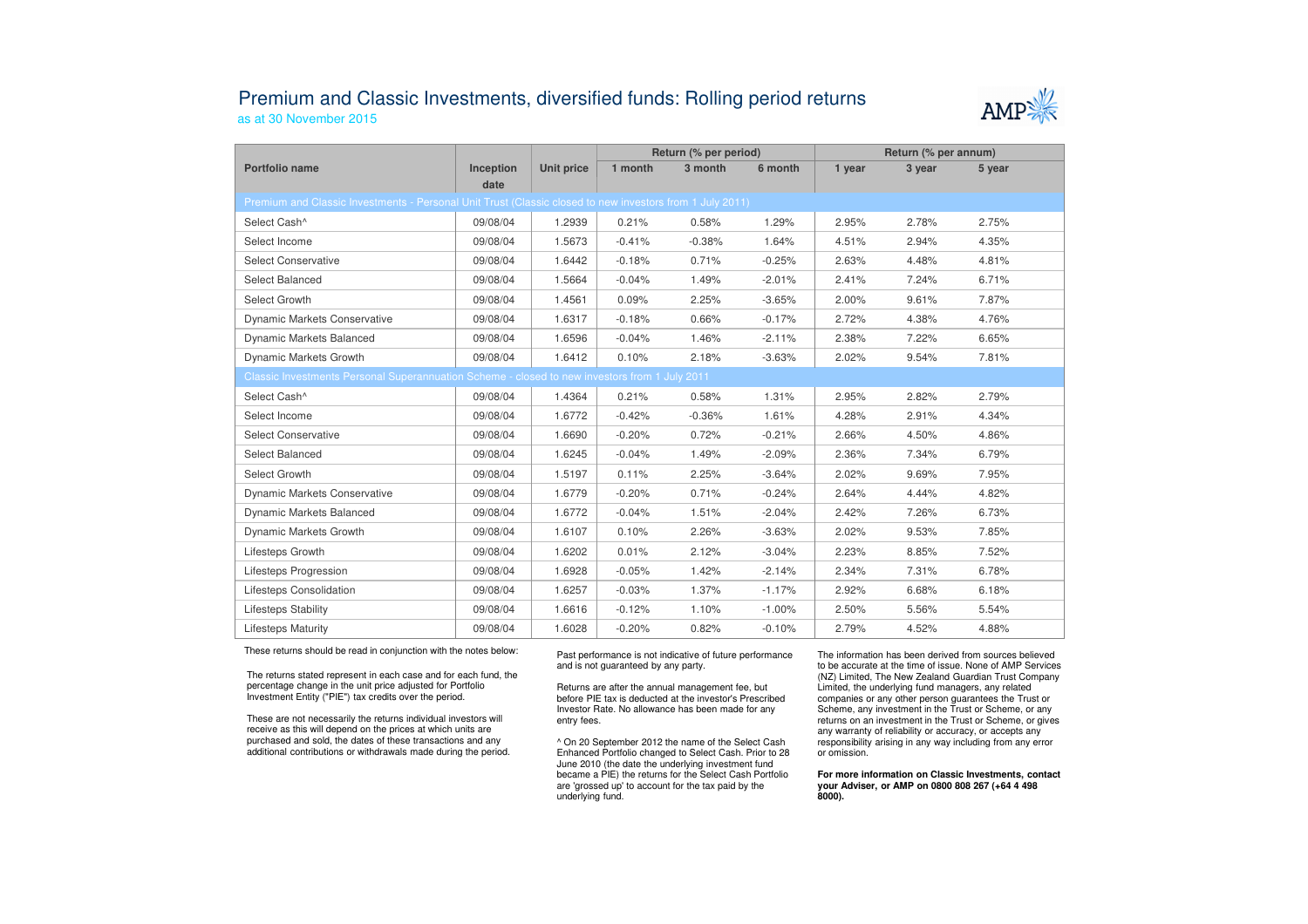# Premium and Classic Investments, diversified funds: Rolling period returns

as at 30 November 2015

| Portfolio name | Inception date | Unit price | Return (% per period) | | | Return (% per annum) | | |
|---|---|---|---|---|---|---|---|---|
| | | | 1 month | 3 month | 6 month | 1 year | 3 year | 5 year |
| Premium and Classic Investments - Personal Unit Trust (Classic closed to new investors from 1 July 2011) | | | | | | | | |
| Select Cash^ | 09/08/04 | 1.2939 | 0.21% | 0.58% | 1.29% | 2.95% | 2.78% | 2.75% |
| Select Income | 09/08/04 | 1.5673 | -0.41% | -0.38% | 1.64% | 4.51% | 2.94% | 4.35% |
| Select Conservative | 09/08/04 | 1.6442 | -0.18% | 0.71% | -0.25% | 2.63% | 4.48% | 4.81% |
| Select Balanced | 09/08/04 | 1.5664 | -0.04% | 1.49% | -2.01% | 2.41% | 7.24% | 6.71% |
| Select Growth | 09/08/04 | 1.4561 | 0.09% | 2.25% | -3.65% | 2.00% | 9.61% | 7.87% |
| Dynamic Markets Conservative | 09/08/04 | 1.6317 | -0.18% | 0.66% | -0.17% | 2.72% | 4.38% | 4.76% |
| Dynamic Markets Balanced | 09/08/04 | 1.6596 | -0.04% | 1.46% | -2.11% | 2.38% | 7.22% | 6.65% |
| Dynamic Markets Growth | 09/08/04 | 1.6412 | 0.10% | 2.18% | -3.63% | 2.02% | 9.54% | 7.81% |
| Classic Investments Personal Superannuation Scheme - closed to new investors from 1 July 2011 | | | | | | | | |
| Select Cash^ | 09/08/04 | 1.4364 | 0.21% | 0.58% | 1.31% | 2.95% | 2.82% | 2.79% |
| Select Income | 09/08/04 | 1.6772 | -0.42% | -0.36% | 1.61% | 4.28% | 2.91% | 4.34% |
| Select Conservative | 09/08/04 | 1.6690 | -0.20% | 0.72% | -0.21% | 2.66% | 4.50% | 4.86% |
| Select Balanced | 09/08/04 | 1.6245 | -0.04% | 1.49% | -2.09% | 2.36% | 7.34% | 6.79% |
| Select Growth | 09/08/04 | 1.5197 | 0.11% | 2.25% | -3.64% | 2.02% | 9.69% | 7.95% |
| Dynamic Markets Conservative | 09/08/04 | 1.6779 | -0.20% | 0.71% | -0.24% | 2.64% | 4.44% | 4.82% |
| Dynamic Markets Balanced | 09/08/04 | 1.6772 | -0.04% | 1.51% | -2.04% | 2.42% | 7.26% | 6.73% |
| Dynamic Markets Growth | 09/08/04 | 1.6107 | 0.10% | 2.26% | -3.63% | 2.02% | 9.53% | 7.85% |
| Lifesteps Growth | 09/08/04 | 1.6202 | 0.01% | 2.12% | -3.04% | 2.23% | 8.85% | 7.52% |
| Lifesteps Progression | 09/08/04 | 1.6928 | -0.05% | 1.42% | -2.14% | 2.34% | 7.31% | 6.78% |
| Lifesteps Consolidation | 09/08/04 | 1.6257 | -0.03% | 1.37% | -1.17% | 2.92% | 6.68% | 6.18% |
| Lifesteps Stability | 09/08/04 | 1.6616 | -0.12% | 1.10% | -1.00% | 2.50% | 5.56% | 5.54% |
| Lifesteps Maturity | 09/08/04 | 1.6028 | -0.20% | 0.82% | -0.10% | 2.79% | 4.52% | 4.88% |

These returns should be read in conjunction with the notes below:

The returns stated represent in each case and for each fund, the percentage change in the unit price adjusted for Portfolio Investment Entity ("PIE") tax credits over the period.

These are not necessarily the returns individual investors will receive as this will depend on the prices at which units are purchased and sold, the dates of these transactions and any additional contributions or withdrawals made during the period.

Past performance is not indicative of future performance and is not guaranteed by any party.

Returns are after the annual management fee, but before PIE tax is deducted at the investor's Prescribed Investor Rate. No allowance has been made for any entry fees.

^ On 20 September 2012 the name of the Select Cash Enhanced Portfolio changed to Select Cash. Prior to 28 June 2010 (the date the underlying investment fund became a PIE) the returns for the Select Cash Portfolio are 'grossed up' to account for the tax paid by the underlying fund.

The information has been derived from sources believed to be accurate at the time of issue. None of AMP Services (NZ) Limited, The New Zealand Guardian Trust Company Limited, the underlying fund managers, any related companies or any other person guarantees the Trust or Scheme, any investment in the Trust or Scheme, or any returns on an investment in the Trust or Scheme, or gives any warranty of reliability or accuracy, or accepts any responsibility arising in any way including from any error or omission.

**For more information on Classic Investments, contact your Adviser, or AMP on 0800 808 267 (+64 4 498 8000).**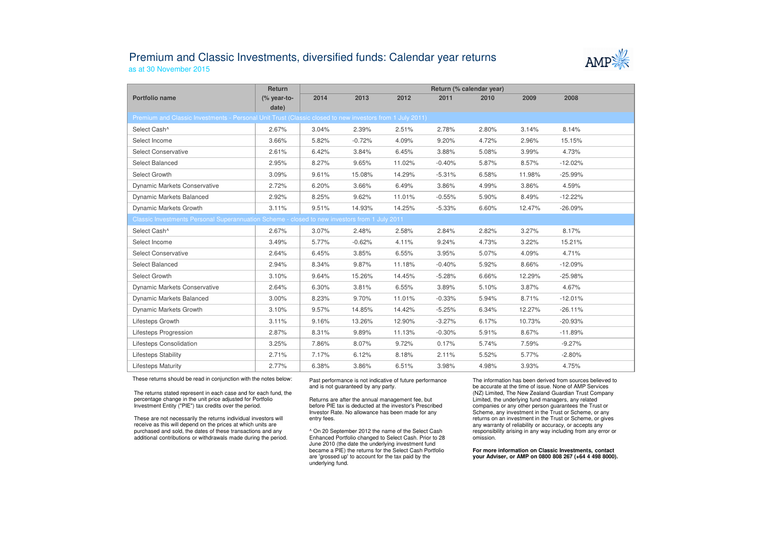# Premium and Classic Investments, diversified funds: Calendar year returns

as at 30 November 2015

AMP

| Portfolio name | Return (% year-to-date) | Return (% calendar year) | | | | | | |
|---|---|---|---|---|---|---|---|---|
| | | 2014 | 2013 | 2012 | 2011 | 2010 | 2009 | 2008 |
| **Premium and Classic Investments - Personal Unit Trust (Classic closed to new investors from 1 July 2011)** | | | | | | | | |
| Select Cash^ | 2.67% | 3.04% | 2.39% | 2.51% | 2.78% | 2.80% | 3.14% | 8.14% |
| Select Income | 3.66% | 5.82% | -0.72% | 4.09% | 9.20% | 4.72% | 2.96% | 15.15% |
| Select Conservative | 2.61% | 6.42% | 3.84% | 6.45% | 3.88% | 5.08% | 3.99% | 4.73% |
| Select Balanced | 2.95% | 8.27% | 9.65% | 11.02% | -0.40% | 5.87% | 8.57% | -12.02% |
| Select Growth | 3.09% | 9.61% | 15.08% | 14.29% | -5.31% | 6.58% | 11.98% | -25.99% |
| Dynamic Markets Conservative | 2.72% | 6.20% | 3.66% | 6.49% | 3.86% | 4.99% | 3.86% | 4.59% |
| Dynamic Markets Balanced | 2.92% | 8.25% | 9.62% | 11.01% | -0.55% | 5.90% | 8.49% | -12.22% |
| Dynamic Markets Growth | 3.11% | 9.51% | 14.93% | 14.25% | -5.33% | 6.60% | 12.47% | -26.09% |
| **Classic Investments Personal Superannuation Scheme - closed to new investors from 1 July 2011** | | | | | | | | |
| Select Cash^ | 2.67% | 3.07% | 2.48% | 2.58% | 2.84% | 2.82% | 3.27% | 8.17% |
| Select Income | 3.49% | 5.77% | -0.62% | 4.11% | 9.24% | 4.73% | 3.22% | 15.21% |
| Select Conservative | 2.64% | 6.45% | 3.85% | 6.55% | 3.95% | 5.07% | 4.09% | 4.71% |
| Select Balanced | 2.94% | 8.34% | 9.87% | 11.18% | -0.40% | 5.92% | 8.66% | -12.09% |
| Select Growth | 3.10% | 9.64% | 15.26% | 14.45% | -5.28% | 6.66% | 12.29% | -25.98% |
| Dynamic Markets Conservative | 2.64% | 6.30% | 3.81% | 6.55% | 3.89% | 5.10% | 3.87% | 4.67% |
| Dynamic Markets Balanced | 3.00% | 8.23% | 9.70% | 11.01% | -0.33% | 5.94% | 8.71% | -12.01% |
| Dynamic Markets Growth | 3.10% | 9.57% | 14.85% | 14.42% | -5.25% | 6.34% | 12.27% | -26.11% |
| Lifesteps Growth | 3.11% | 9.16% | 13.26% | 12.90% | -3.27% | 6.17% | 10.73% | -20.93% |
| Lifesteps Progression | 2.87% | 8.31% | 9.89% | 11.13% | -0.30% | 5.91% | 8.67% | -11.89% |
| Lifesteps Consolidation | 3.25% | 7.86% | 8.07% | 9.72% | 0.17% | 5.74% | 7.59% | -9.27% |
| Lifesteps Stability | 2.71% | 7.17% | 6.12% | 8.18% | 2.11% | 5.52% | 5.77% | -2.80% |
| Lifesteps Maturity | 2.77% | 6.38% | 3.86% | 6.51% | 3.98% | 4.98% | 3.93% | 4.75% |

These returns should be read in conjunction with the notes below:

The returns stated represent in each case and for each fund, the percentage change in the unit price adjusted for Portfolio Investment Entity ("PIE") tax credits over the period.

These are not necessarily the returns individual investors will receive as this will depend on the prices at which units are purchased and sold, the dates of these transactions and any additional contributions or withdrawals made during the period.

Past performance is not indicative of future performance and is not guaranteed by any party.

Returns are after the annual management fee, but before PIE tax is deducted at the investor's Prescribed Investor Rate. No allowance has been made for any entry fees.

^ On 20 September 2012 the name of the Select Cash Enhanced Portfolio changed to Select Cash. Prior to 28 June 2010 (the date the underlying investment fund became a PIE) the returns for the Select Cash Portfolio are 'grossed up' to account for the tax paid by the underlying fund.

The information has been derived from sources believed to be accurate at the time of issue. None of AMP Services (NZ) Limited, The New Zealand Guardian Trust Company Limited, the underlying fund managers, any related companies or any other person guarantees the Trust or Scheme, any investment in the Trust or Scheme, or any returns on an investment in the Trust or Scheme, or gives any warranty of reliability or accuracy, or accepts any responsibility arising in any way including from any error or omission.

**For more information on Classic Investments, contact your Adviser, or AMP on 0800 808 267 (+64 4 498 8000).**